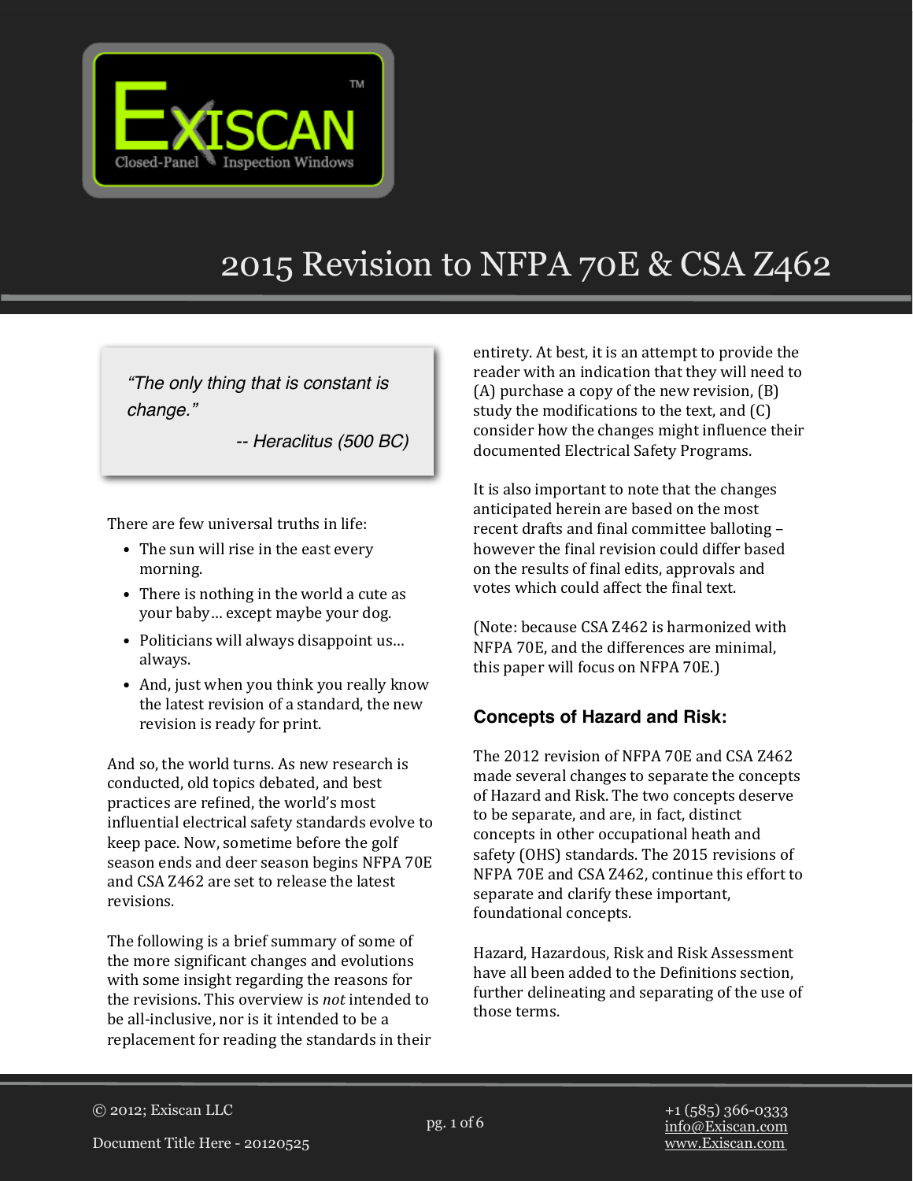# 2015 Revision to NFPA 70E & CSA Z462

> *"The only thing that is constant is change."*
>
> *-- Heraclitus (500 BC)*

There are few universal truths in life:

- The sun will rise in the east every morning.
- There is nothing in the world a cute as your baby… except maybe your dog.
- Politicians will always disappoint us… always.
- And, just when you think you really know the latest revision of a standard, the new revision is ready for print.

And so, the world turns. As new research is conducted, old topics debated, and best practices are refined, the world's most influential electrical safety standards evolve to keep pace. Now, sometime before the golf season ends and deer season begins NFPA 70E and CSA Z462 are set to release the latest revisions.

The following is a brief summary of some of the more significant changes and evolutions with some insight regarding the reasons for the revisions. This overview is *not* intended to be all-inclusive, nor is it intended to be a replacement for reading the standards in their entirety. At best, it is an attempt to provide the reader with an indication that they will need to (A) purchase a copy of the new revision, (B) study the modifications to the text, and (C) consider how the changes might influence their documented Electrical Safety Programs.

It is also important to note that the changes anticipated herein are based on the most recent drafts and final committee balloting – however the final revision could differ based on the results of final edits, approvals and votes which could affect the final text.

(Note: because CSA Z462 is harmonized with NFPA 70E, and the differences are minimal, this paper will focus on NFPA 70E.)

### Concepts of Hazard and Risk:

The 2012 revision of NFPA 70E and CSA Z462 made several changes to separate the concepts of Hazard and Risk. The two concepts deserve to be separate, and are, in fact, distinct concepts in other occupational heath and safety (OHS) standards. The 2015 revisions of NFPA 70E and CSA Z462, continue this effort to separate and clarify these important, foundational concepts.

Hazard, Hazardous, Risk and Risk Assessment have all been added to the Definitions section, further delineating and separating of the use of those terms.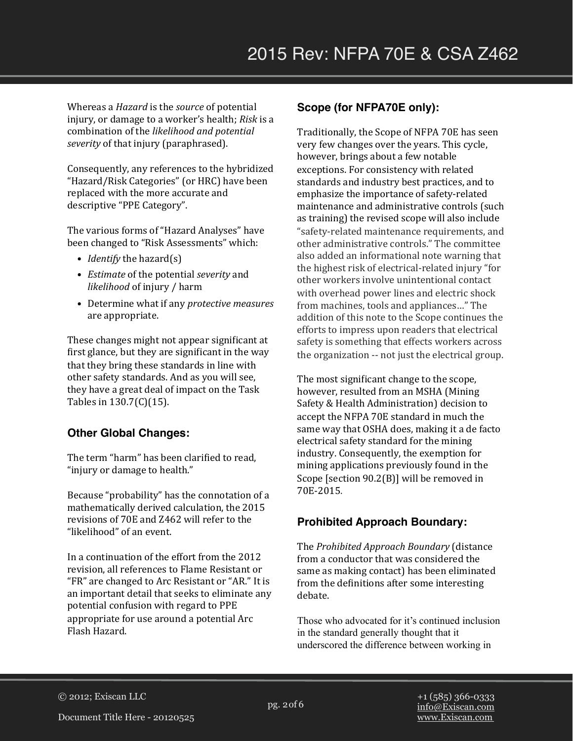Whereas a *Hazard* is the *source* of potential injury, or damage to a worker's health; *Risk* is a combination of the *likelihood and potential severity* of that injury (paraphrased).

Consequently, any references to the hybridized "Hazard/Risk Categories" (or HRC) have been replaced with the more accurate and descriptive "PPE Category".

The various forms of "Hazard Analyses" have been changed to "Risk Assessments" which:

- *Identify* the hazard(s)
- *Estimate* of the potential *severity* and *likelihood* of injury / harm
- Determine what if any *protective measures* are appropriate.

These changes might not appear significant at first glance, but they are significant in the way that they bring these standards in line with other safety standards. And as you will see, they have a great deal of impact on the Task Tables in 130.7(C)(15).

### Other Global Changes:

The term "harm" has been clarified to read, "injury or damage to health."

Because "probability" has the connotation of a mathematically derived calculation, the 2015 revisions of 70E and Z462 will refer to the "likelihood" of an event.

In a continuation of the effort from the 2012 revision, all references to Flame Resistant or "FR" are changed to Arc Resistant or "AR." It is an important detail that seeks to eliminate any potential confusion with regard to PPE appropriate for use around a potential Arc Flash Hazard.

### Scope (for NFPA70E only):

Traditionally, the Scope of NFPA 70E has seen very few changes over the years. This cycle, however, brings about a few notable exceptions. For consistency with related standards and industry best practices, and to emphasize the importance of safety-related maintenance and administrative controls (such as training) the revised scope will also include "safety-related maintenance requirements, and other administrative controls." The committee also added an informational note warning that the highest risk of electrical-related injury "for other workers involve unintentional contact with overhead power lines and electric shock from machines, tools and appliances…" The addition of this note to the Scope continues the efforts to impress upon readers that electrical safety is something that effects workers across the organization -- not just the electrical group.

The most significant change to the scope, however, resulted from an MSHA (Mining Safety & Health Administration) decision to accept the NFPA 70E standard in much the same way that OSHA does, making it a de facto electrical safety standard for the mining industry. Consequently, the exemption for mining applications previously found in the Scope [section 90.2(B)] will be removed in 70E-2015.

### Prohibited Approach Boundary:

The *Prohibited Approach Boundary* (distance from a conductor that was considered the same as making contact) has been eliminated from the definitions after some interesting debate.

Those who advocated for it's continued inclusion in the standard generally thought that it underscored the difference between working in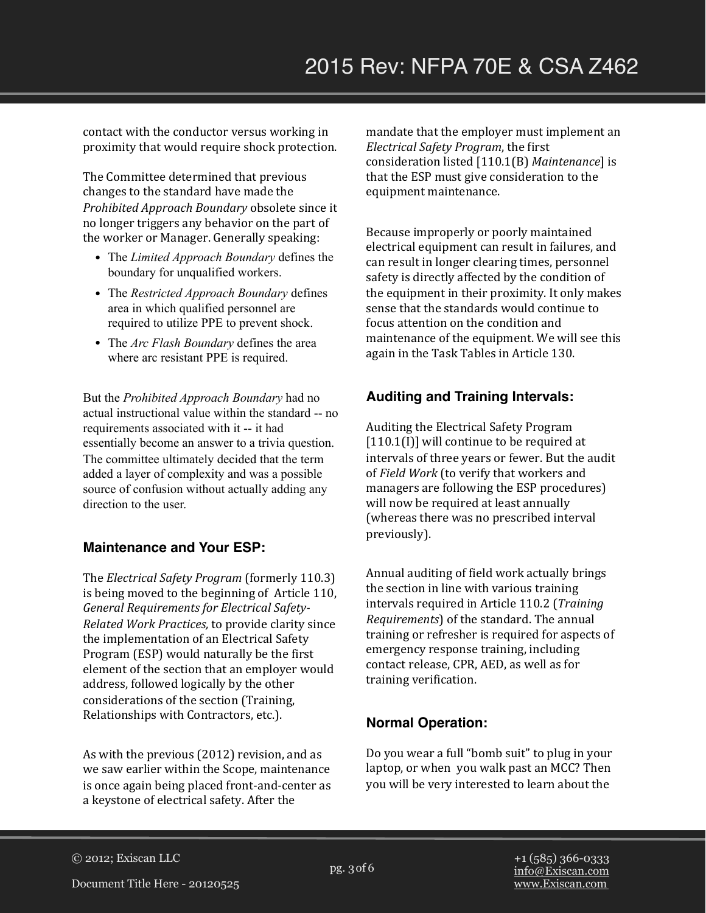contact with the conductor versus working in proximity that would require shock protection.

The Committee determined that previous changes to the standard have made the *Prohibited Approach Boundary* obsolete since it no longer triggers any behavior on the part of the worker or Manager. Generally speaking:

- The *Limited Approach Boundary* defines the boundary for unqualified workers.
- The *Restricted Approach Boundary* defines area in which qualified personnel are required to utilize PPE to prevent shock.
- The *Arc Flash Boundary* defines the area where arc resistant PPE is required.

But the *Prohibited Approach Boundary* had no actual instructional value within the standard -- no requirements associated with it -- it had essentially become an answer to a trivia question. The committee ultimately decided that the term added a layer of complexity and was a possible source of confusion without actually adding any direction to the user.

### Maintenance and Your ESP:

The *Electrical Safety Program* (formerly 110.3) is being moved to the beginning of Article 110, *General Requirements for Electrical Safety-Related Work Practices,* to provide clarity since the implementation of an Electrical Safety Program (ESP) would naturally be the first element of the section that an employer would address, followed logically by the other considerations of the section (Training, Relationships with Contractors, etc.).

As with the previous (2012) revision, and as we saw earlier within the Scope, maintenance is once again being placed front-and-center as a keystone of electrical safety. After the mandate that the employer must implement an *Electrical Safety Program*, the first consideration listed [110.1(B) *Maintenance*] is that the ESP must give consideration to the equipment maintenance.

Because improperly or poorly maintained electrical equipment can result in failures, and can result in longer clearing times, personnel safety is directly affected by the condition of the equipment in their proximity. It only makes sense that the standards would continue to focus attention on the condition and maintenance of the equipment. We will see this again in the Task Tables in Article 130.

### Auditing and Training Intervals:

Auditing the Electrical Safety Program [110.1(I)] will continue to be required at intervals of three years or fewer. But the audit of *Field Work* (to verify that workers and managers are following the ESP procedures) will now be required at least annually (whereas there was no prescribed interval previously).

Annual auditing of field work actually brings the section in line with various training intervals required in Article 110.2 (*Training Requirements*) of the standard. The annual training or refresher is required for aspects of emergency response training, including contact release, CPR, AED, as well as for training verification.

### Normal Operation:

Do you wear a full "bomb suit" to plug in your laptop, or when you walk past an MCC? Then you will be very interested to learn about the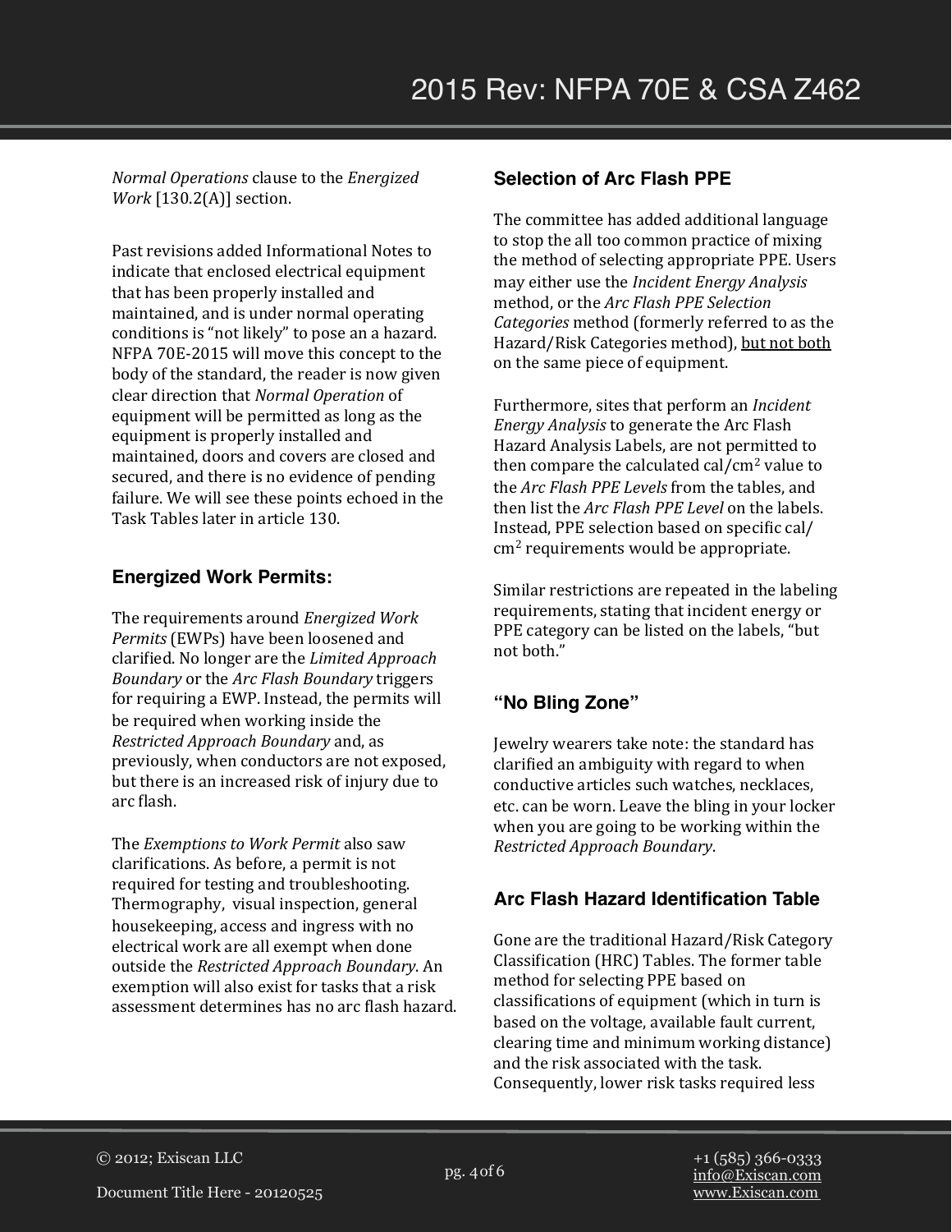*Normal Operations* clause to the *Energized Work* [130.2(A)] section.

Past revisions added Informational Notes to indicate that enclosed electrical equipment that has been properly installed and maintained, and is under normal operating conditions is "not likely" to pose an a hazard. NFPA 70E-2015 will move this concept to the body of the standard, the reader is now given clear direction that *Normal Operation* of equipment will be permitted as long as the equipment is properly installed and maintained, doors and covers are closed and secured, and there is no evidence of pending failure. We will see these points echoed in the Task Tables later in article 130.

### Energized Work Permits:

The requirements around *Energized Work Permits* (EWPs) have been loosened and clarified. No longer are the *Limited Approach Boundary* or the *Arc Flash Boundary* triggers for requiring a EWP. Instead, the permits will be required when working inside the *Restricted Approach Boundary* and, as previously, when conductors are not exposed, but there is an increased risk of injury due to arc flash.

The *Exemptions to Work Permit* also saw clarifications. As before, a permit is not required for testing and troubleshooting. Thermography, visual inspection, general housekeeping, access and ingress with no electrical work are all exempt when done outside the *Restricted Approach Boundary*. An exemption will also exist for tasks that a risk assessment determines has no arc flash hazard.

### Selection of Arc Flash PPE

The committee has added additional language to stop the all too common practice of mixing the method of selecting appropriate PPE. Users may either use the *Incident Energy Analysis* method, or the *Arc Flash PPE Selection Categories* method (formerly referred to as the Hazard/Risk Categories method), <u>but not both</u> on the same piece of equipment.

Furthermore, sites that perform an *Incident Energy Analysis* to generate the Arc Flash Hazard Analysis Labels, are not permitted to then compare the calculated cal/cm$^2$ value to the *Arc Flash PPE Levels* from the tables, and then list the *Arc Flash PPE Level* on the labels. Instead, PPE selection based on specific cal/cm$^2$ requirements would be appropriate.

Similar restrictions are repeated in the labeling requirements, stating that incident energy or PPE category can be listed on the labels, "but not both."

### "No Bling Zone"

Jewelry wearers take note: the standard has clarified an ambiguity with regard to when conductive articles such watches, necklaces, etc. can be worn. Leave the bling in your locker when you are going to be working within the *Restricted Approach Boundary*.

### Arc Flash Hazard Identification Table

Gone are the traditional Hazard/Risk Category Classification (HRC) Tables. The former table method for selecting PPE based on classifications of equipment (which in turn is based on the voltage, available fault current, clearing time and minimum working distance) and the risk associated with the task. Consequently, lower risk tasks required less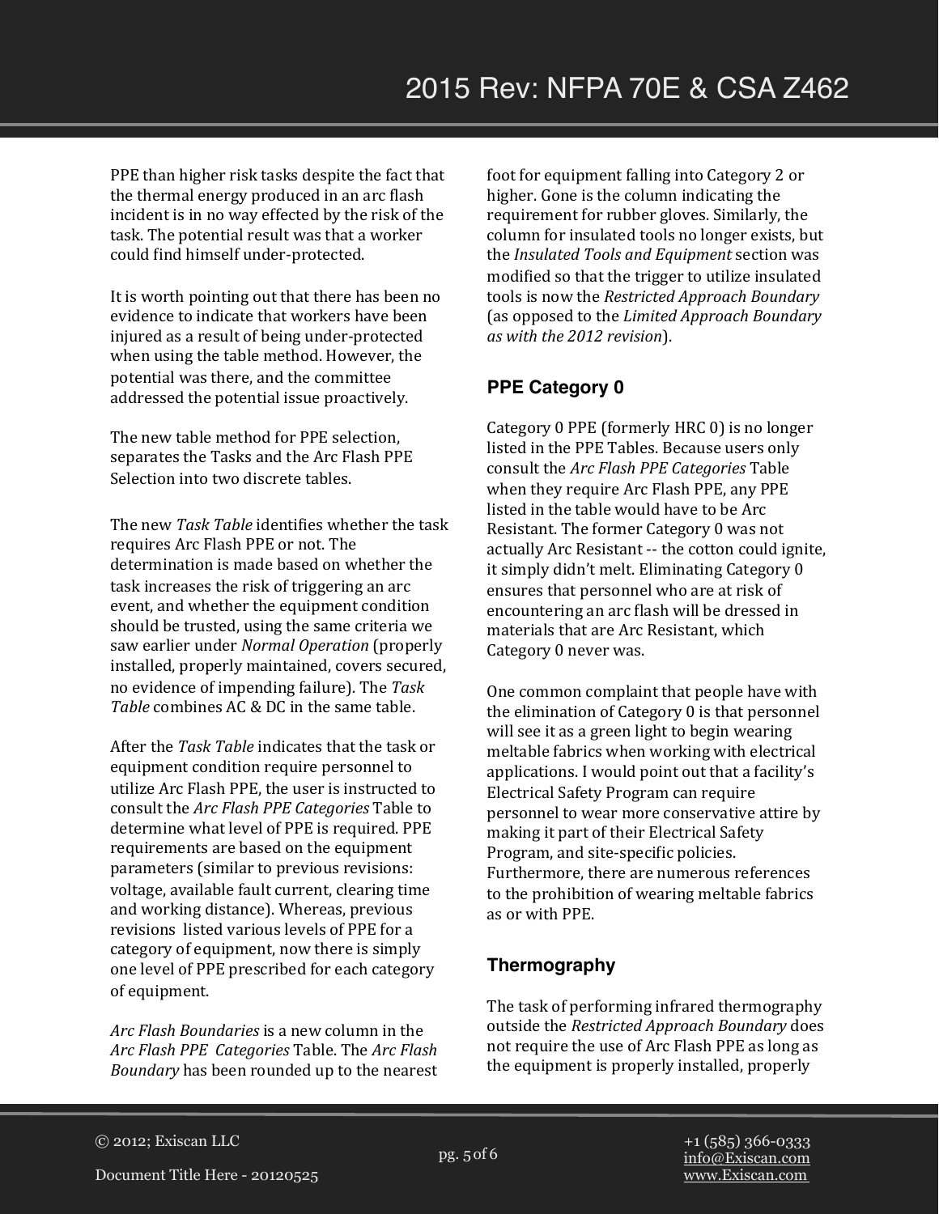PPE than higher risk tasks despite the fact that the thermal energy produced in an arc flash incident is in no way effected by the risk of the task. The potential result was that a worker could find himself under-protected.

It is worth pointing out that there has been no evidence to indicate that workers have been injured as a result of being under-protected when using the table method. However, the potential was there, and the committee addressed the potential issue proactively.

The new table method for PPE selection, separates the Tasks and the Arc Flash PPE Selection into two discrete tables.

The new *Task Table* identifies whether the task requires Arc Flash PPE or not. The determination is made based on whether the task increases the risk of triggering an arc event, and whether the equipment condition should be trusted, using the same criteria we saw earlier under *Normal Operation* (properly installed, properly maintained, covers secured, no evidence of impending failure). The *Task Table* combines AC & DC in the same table.

After the *Task Table* indicates that the task or equipment condition require personnel to utilize Arc Flash PPE, the user is instructed to consult the *Arc Flash PPE Categories* Table to determine what level of PPE is required. PPE requirements are based on the equipment parameters (similar to previous revisions: voltage, available fault current, clearing time and working distance). Whereas, previous revisions listed various levels of PPE for a category of equipment, now there is simply one level of PPE prescribed for each category of equipment.

*Arc Flash Boundaries* is a new column in the *Arc Flash PPE Categories* Table. The *Arc Flash Boundary* has been rounded up to the nearest foot for equipment falling into Category 2 or higher. Gone is the column indicating the requirement for rubber gloves. Similarly, the column for insulated tools no longer exists, but the *Insulated Tools and Equipment* section was modified so that the trigger to utilize insulated tools is now the *Restricted Approach Boundary* (as opposed to the *Limited Approach Boundary as with the 2012 revision*).

### PPE Category 0

Category 0 PPE (formerly HRC 0) is no longer listed in the PPE Tables. Because users only consult the *Arc Flash PPE Categories* Table when they require Arc Flash PPE, any PPE listed in the table would have to be Arc Resistant. The former Category 0 was not actually Arc Resistant -- the cotton could ignite, it simply didn't melt. Eliminating Category 0 ensures that personnel who are at risk of encountering an arc flash will be dressed in materials that are Arc Resistant, which Category 0 never was.

One common complaint that people have with the elimination of Category 0 is that personnel will see it as a green light to begin wearing meltable fabrics when working with electrical applications. I would point out that a facility's Electrical Safety Program can require personnel to wear more conservative attire by making it part of their Electrical Safety Program, and site-specific policies. Furthermore, there are numerous references to the prohibition of wearing meltable fabrics as or with PPE.

### Thermography

The task of performing infrared thermography outside the *Restricted Approach Boundary* does not require the use of Arc Flash PPE as long as the equipment is properly installed, properly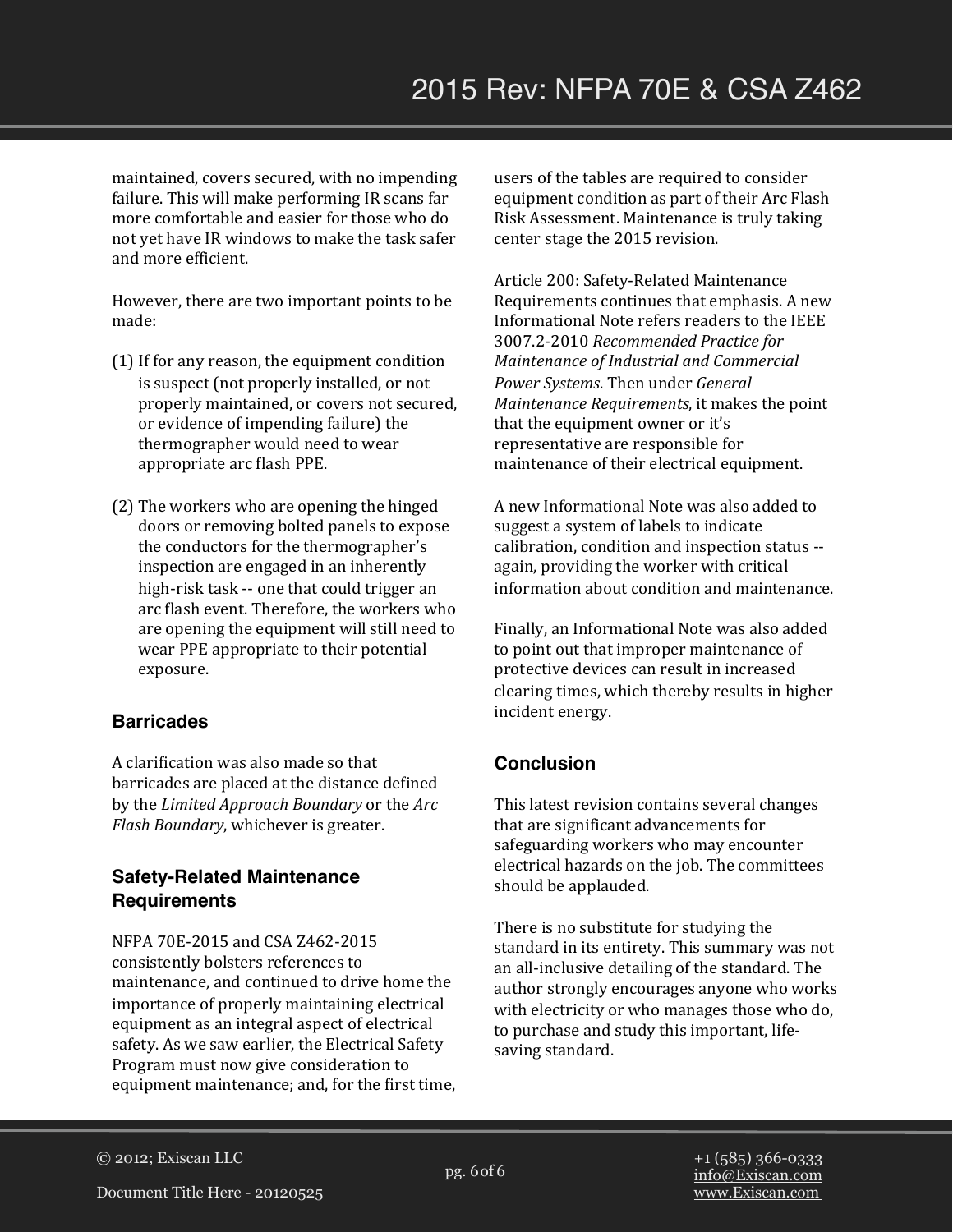maintained, covers secured, with no impending failure. This will make performing IR scans far more comfortable and easier for those who do not yet have IR windows to make the task safer and more efficient.

However, there are two important points to be made:

(1) If for any reason, the equipment condition is suspect (not properly installed, or not properly maintained, or covers not secured, or evidence of impending failure) the thermographer would need to wear appropriate arc flash PPE.

(2) The workers who are opening the hinged doors or removing bolted panels to expose the conductors for the thermographer's inspection are engaged in an inherently high-risk task -- one that could trigger an arc flash event. Therefore, the workers who are opening the equipment will still need to wear PPE appropriate to their potential exposure.

### Barricades

A clarification was also made so that barricades are placed at the distance defined by the *Limited Approach Boundary* or the *Arc Flash Boundary*, whichever is greater.

### Safety-Related Maintenance Requirements

NFPA 70E-2015 and CSA Z462-2015 consistently bolsters references to maintenance, and continued to drive home the importance of properly maintaining electrical equipment as an integral aspect of electrical safety. As we saw earlier, the Electrical Safety Program must now give consideration to equipment maintenance; and, for the first time, users of the tables are required to consider equipment condition as part of their Arc Flash Risk Assessment. Maintenance is truly taking center stage the 2015 revision.

Article 200: Safety-Related Maintenance Requirements continues that emphasis. A new Informational Note refers readers to the IEEE 3007.2-2010 *Recommended Practice for Maintenance of Industrial and Commercial Power Systems*. Then under *General Maintenance Requirements*, it makes the point that the equipment owner or it's representative are responsible for maintenance of their electrical equipment.

A new Informational Note was also added to suggest a system of labels to indicate calibration, condition and inspection status -- again, providing the worker with critical information about condition and maintenance.

Finally, an Informational Note was also added to point out that improper maintenance of protective devices can result in increased clearing times, which thereby results in higher incident energy.

### Conclusion

This latest revision contains several changes that are significant advancements for safeguarding workers who may encounter electrical hazards on the job. The committees should be applauded.

There is no substitute for studying the standard in its entirety. This summary was not an all-inclusive detailing of the standard. The author strongly encourages anyone who works with electricity or who manages those who do, to purchase and study this important, life-saving standard.